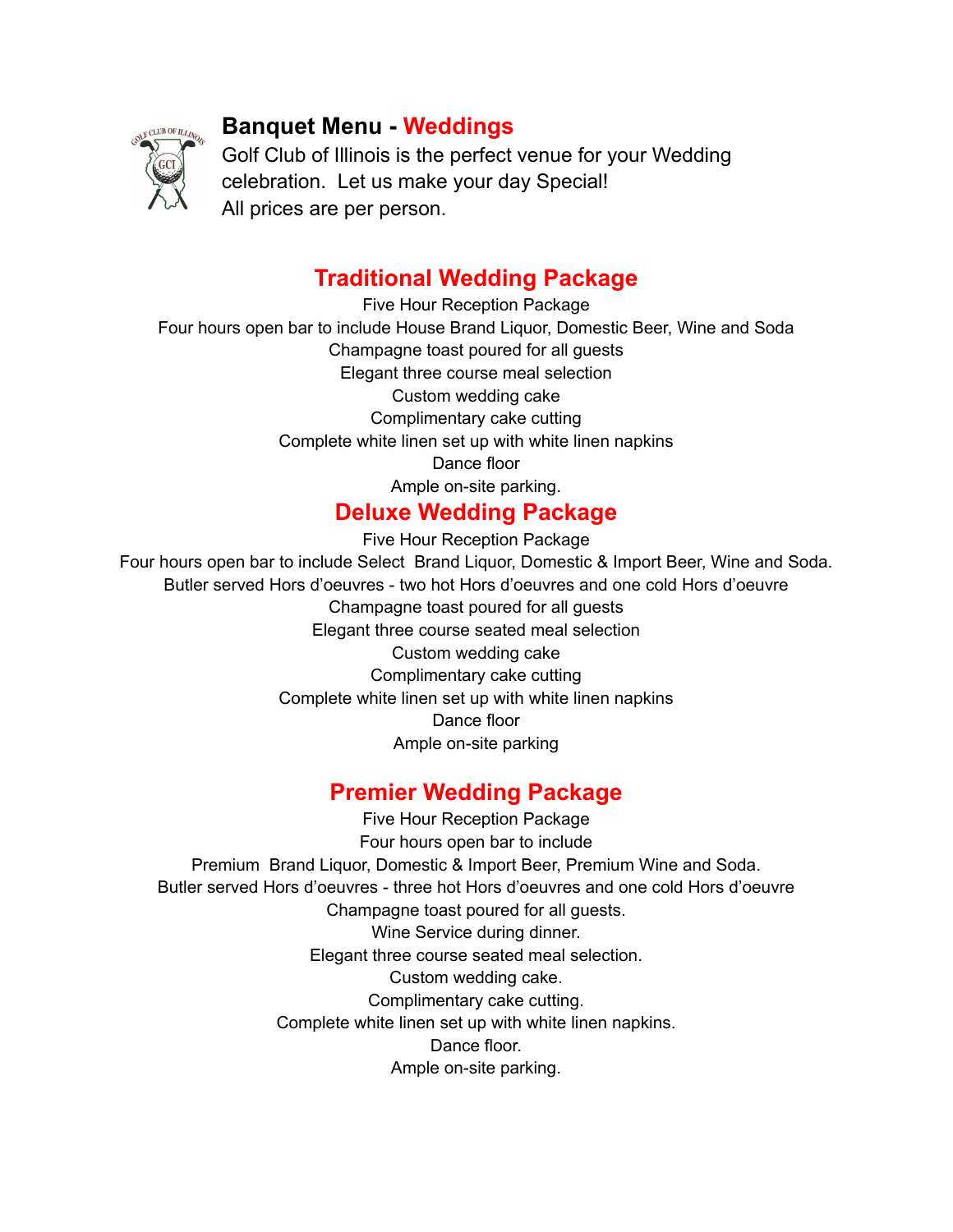# Banquet Menu - Weddings

Golf Club of Illinois is the perfect venue for your Wedding celebration. Let us make your day Special!
All prices are per person.

## Traditional Wedding Package

Five Hour Reception Package
Four hours open bar to include House Brand Liquor, Domestic Beer, Wine and Soda
Champagne toast poured for all guests
Elegant three course meal selection
Custom wedding cake
Complimentary cake cutting
Complete white linen set up with white linen napkins
Dance floor
Ample on-site parking.

## Deluxe Wedding Package

Five Hour Reception Package
Four hours open bar to include Select Brand Liquor, Domestic & Import Beer, Wine and Soda.
Butler served Hors d'oeuvres - two hot Hors d'oeuvres and one cold Hors d'oeuvre
Champagne toast poured for all guests
Elegant three course seated meal selection
Custom wedding cake
Complimentary cake cutting
Complete white linen set up with white linen napkins
Dance floor
Ample on-site parking

## Premier Wedding Package

Five Hour Reception Package
Four hours open bar to include
Premium Brand Liquor, Domestic & Import Beer, Premium Wine and Soda.
Butler served Hors d'oeuvres - three hot Hors d'oeuvres and one cold Hors d'oeuvre
Champagne toast poured for all guests.
Wine Service during dinner.
Elegant three course seated meal selection.
Custom wedding cake.
Complimentary cake cutting.
Complete white linen set up with white linen napkins.
Dance floor.
Ample on-site parking.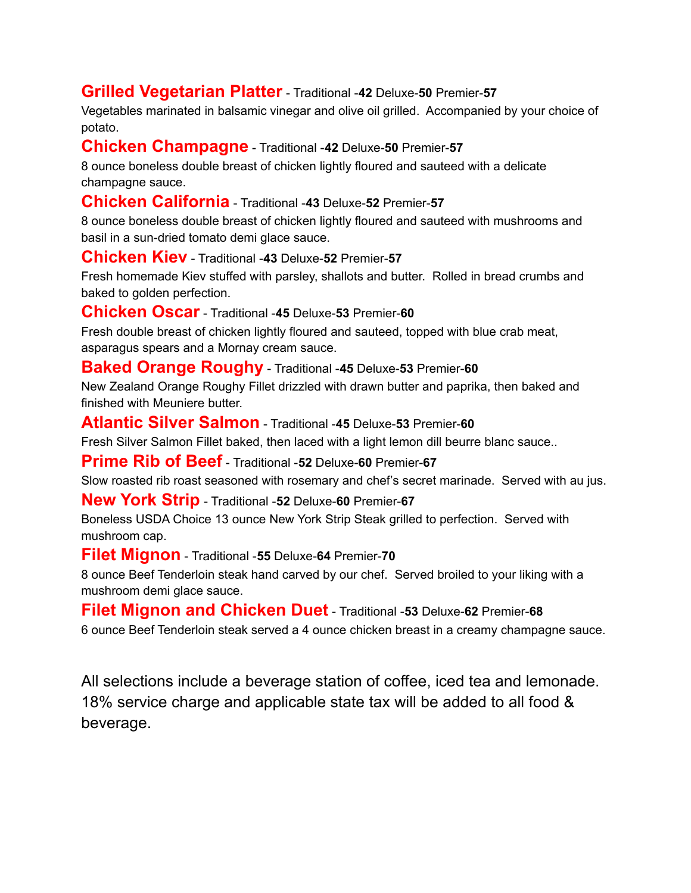**Grilled Vegetarian Platter** - Traditional -**42** Deluxe-**50** Premier-**57**
Vegetables marinated in balsamic vinegar and olive oil grilled. Accompanied by your choice of potato.

**Chicken Champagne** - Traditional -**42** Deluxe-**50** Premier-**57**
8 ounce boneless double breast of chicken lightly floured and sauteed with a delicate champagne sauce.

**Chicken California** - Traditional -**43** Deluxe-**52** Premier-**57**
8 ounce boneless double breast of chicken lightly floured and sauteed with mushrooms and basil in a sun-dried tomato demi glace sauce.

**Chicken Kiev** - Traditional -**43** Deluxe-**52** Premier-**57**
Fresh homemade Kiev stuffed with parsley, shallots and butter. Rolled in bread crumbs and baked to golden perfection.

**Chicken Oscar** - Traditional -**45** Deluxe-**53** Premier-**60**
Fresh double breast of chicken lightly floured and sauteed, topped with blue crab meat, asparagus spears and a Mornay cream sauce.

**Baked Orange Roughy** - Traditional -**45** Deluxe-**53** Premier-**60**
New Zealand Orange Roughy Fillet drizzled with drawn butter and paprika, then baked and finished with Meuniere butter.

**Atlantic Silver Salmon** - Traditional -**45** Deluxe-**53** Premier-**60**
Fresh Silver Salmon Fillet baked, then laced with a light lemon dill beurre blanc sauce..

**Prime Rib of Beef** - Traditional -**52** Deluxe-**60** Premier-**67**
Slow roasted rib roast seasoned with rosemary and chef's secret marinade. Served with au jus.

**New York Strip** - Traditional -**52** Deluxe-**60** Premier-**67**
Boneless USDA Choice 13 ounce New York Strip Steak grilled to perfection. Served with mushroom cap.

**Filet Mignon** - Traditional -**55** Deluxe-**64** Premier-**70**
8 ounce Beef Tenderloin steak hand carved by our chef. Served broiled to your liking with a mushroom demi glace sauce.

**Filet Mignon and Chicken Duet** - Traditional -**53** Deluxe-**62** Premier-**68**
6 ounce Beef Tenderloin steak served a 4 ounce chicken breast in a creamy champagne sauce.

All selections include a beverage station of coffee, iced tea and lemonade. 18% service charge and applicable state tax will be added to all food & beverage.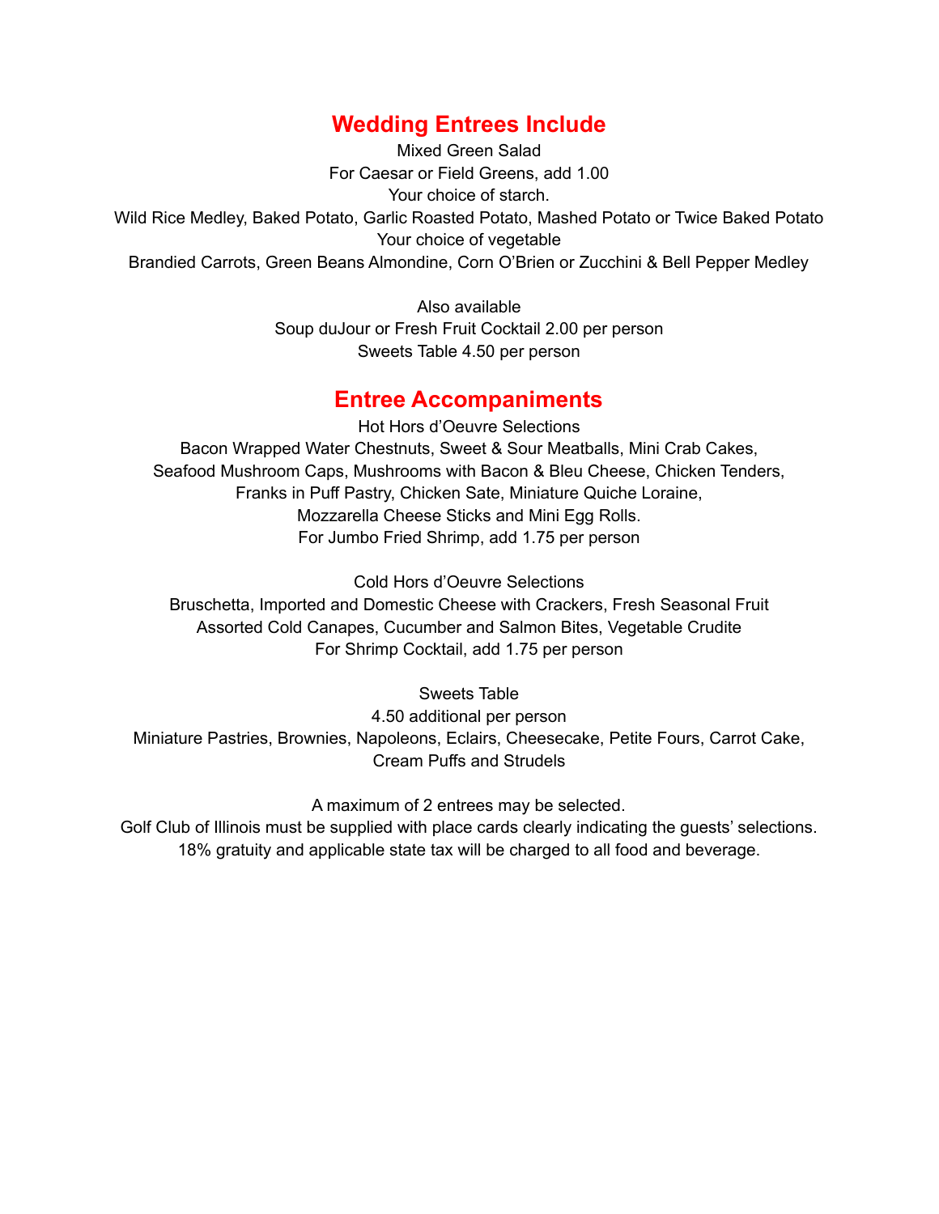## Wedding Entrees Include

Mixed Green Salad
For Caesar or Field Greens, add 1.00
Your choice of starch.
Wild Rice Medley, Baked Potato, Garlic Roasted Potato, Mashed Potato or Twice Baked Potato
Your choice of vegetable
Brandied Carrots, Green Beans Almondine, Corn O'Brien or Zucchini & Bell Pepper Medley

Also available
Soup duJour or Fresh Fruit Cocktail 2.00 per person
Sweets Table 4.50 per person

## Entree Accompaniments

Hot Hors d'Oeuvre Selections
Bacon Wrapped Water Chestnuts, Sweet & Sour Meatballs, Mini Crab Cakes,
Seafood Mushroom Caps, Mushrooms with Bacon & Bleu Cheese, Chicken Tenders,
Franks in Puff Pastry, Chicken Sate, Miniature Quiche Loraine,
Mozzarella Cheese Sticks and Mini Egg Rolls.
For Jumbo Fried Shrimp, add 1.75 per person

Cold Hors d'Oeuvre Selections
Bruschetta, Imported and Domestic Cheese with Crackers, Fresh Seasonal Fruit
Assorted Cold Canapes, Cucumber and Salmon Bites, Vegetable Crudite
For Shrimp Cocktail, add 1.75 per person

Sweets Table
4.50 additional per person
Miniature Pastries, Brownies, Napoleons, Eclairs, Cheesecake, Petite Fours, Carrot Cake,
Cream Puffs and Strudels

A maximum of 2 entrees may be selected.
Golf Club of Illinois must be supplied with place cards clearly indicating the guests' selections.
18% gratuity and applicable state tax will be charged to all food and beverage.